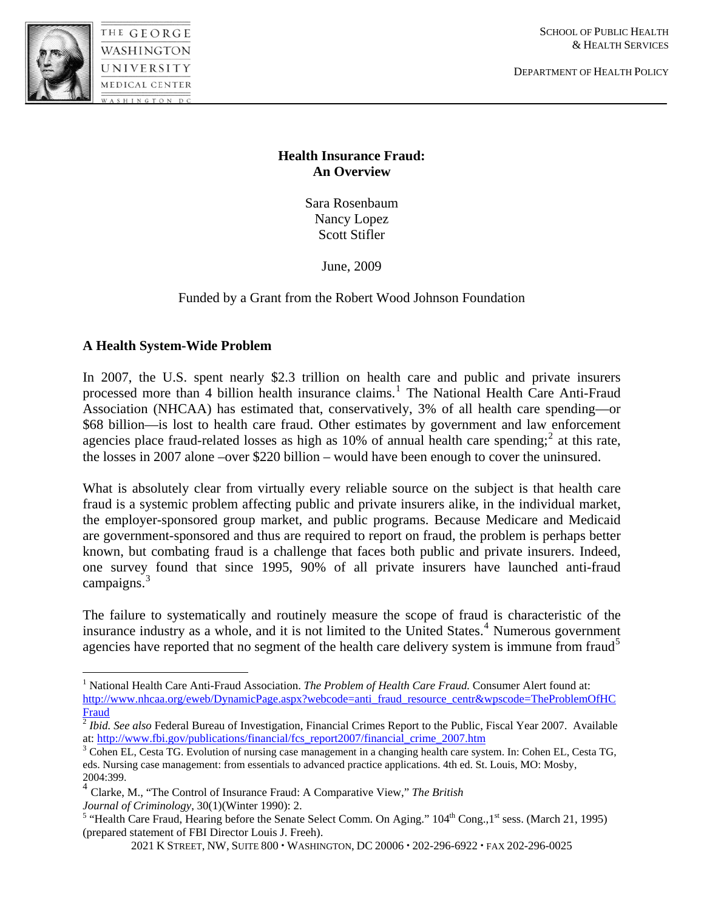THE GEORGE WASHINGTON UNIVERSITY MEDICAL CENTER
WASHINGTON DC

SCHOOL OF PUBLIC HEALTH & HEALTH SERVICES

DEPARTMENT OF HEALTH POLICY

# Health Insurance Fraud: An Overview

Sara Rosenbaum
Nancy Lopez
Scott Stifler

June, 2009

Funded by a Grant from the Robert Wood Johnson Foundation

## A Health System-Wide Problem

In 2007, the U.S. spent nearly $2.3 trillion on health care and public and private insurers processed more than 4 billion health insurance claims.[1] The National Health Care Anti-Fraud Association (NHCAA) has estimated that, conservatively, 3% of all health care spending—or $68 billion—is lost to health care fraud. Other estimates by government and law enforcement agencies place fraud-related losses as high as 10% of annual health care spending;[2] at this rate, the losses in 2007 alone –over $220 billion – would have been enough to cover the uninsured.

What is absolutely clear from virtually every reliable source on the subject is that health care fraud is a systemic problem affecting public and private insurers alike, in the individual market, the employer-sponsored group market, and public programs. Because Medicare and Medicaid are government-sponsored and thus are required to report on fraud, the problem is perhaps better known, but combating fraud is a challenge that faces both public and private insurers. Indeed, one survey found that since 1995, 90% of all private insurers have launched anti-fraud campaigns.[3]

The failure to systematically and routinely measure the scope of fraud is characteristic of the insurance industry as a whole, and it is not limited to the United States.[4] Numerous government agencies have reported that no segment of the health care delivery system is immune from fraud[5]

---

[1] National Health Care Anti-Fraud Association. *The Problem of Health Care Fraud.* Consumer Alert found at: http://www.nhcaa.org/eweb/DynamicPage.aspx?webcode=anti_fraud_resource_centr&wpscode=TheProblemOfHCFraud

[2] *Ibid. See also* Federal Bureau of Investigation, Financial Crimes Report to the Public, Fiscal Year 2007. Available at: http://www.fbi.gov/publications/financial/fcs_report2007/financial_crime_2007.htm

[3] Cohen EL, Cesta TG. Evolution of nursing case management in a changing health care system. In: Cohen EL, Cesta TG, eds. Nursing case management: from essentials to advanced practice applications. 4th ed. St. Louis, MO: Mosby, 2004:399.

[4] Clarke, M., "The Control of Insurance Fraud: A Comparative View," *The British Journal of Criminology*, 30(1)(Winter 1990): 2.

[5] "Health Care Fraud, Hearing before the Senate Select Comm. On Aging." 104th Cong.,1st sess. (March 21, 1995) (prepared statement of FBI Director Louis J. Freeh).

2021 K STREET, NW, SUITE 800 • WASHINGTON, DC 20006 • 202-296-6922 • FAX 202-296-0025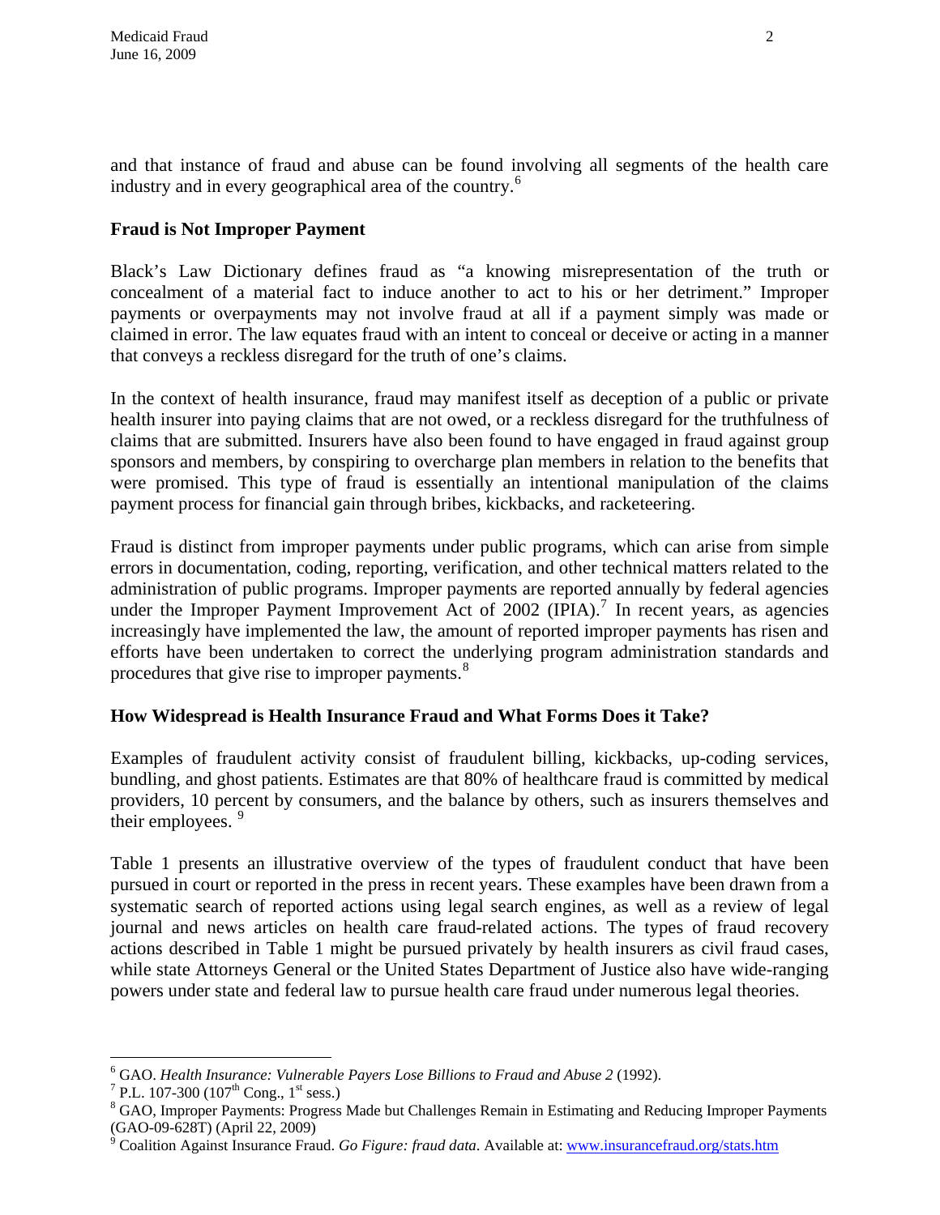and that instance of fraud and abuse can be found involving all segments of the health care industry and in every geographical area of the country.[6]

## Fraud is Not Improper Payment

Black's Law Dictionary defines fraud as "a knowing misrepresentation of the truth or concealment of a material fact to induce another to act to his or her detriment." Improper payments or overpayments may not involve fraud at all if a payment simply was made or claimed in error. The law equates fraud with an intent to conceal or deceive or acting in a manner that conveys a reckless disregard for the truth of one's claims.

In the context of health insurance, fraud may manifest itself as deception of a public or private health insurer into paying claims that are not owed, or a reckless disregard for the truthfulness of claims that are submitted. Insurers have also been found to have engaged in fraud against group sponsors and members, by conspiring to overcharge plan members in relation to the benefits that were promised. This type of fraud is essentially an intentional manipulation of the claims payment process for financial gain through bribes, kickbacks, and racketeering.

Fraud is distinct from improper payments under public programs, which can arise from simple errors in documentation, coding, reporting, verification, and other technical matters related to the administration of public programs. Improper payments are reported annually by federal agencies under the Improper Payment Improvement Act of 2002 (IPIA).[7] In recent years, as agencies increasingly have implemented the law, the amount of reported improper payments has risen and efforts have been undertaken to correct the underlying program administration standards and procedures that give rise to improper payments.[8]

## How Widespread is Health Insurance Fraud and What Forms Does it Take?

Examples of fraudulent activity consist of fraudulent billing, kickbacks, up-coding services, bundling, and ghost patients. Estimates are that 80% of healthcare fraud is committed by medical providers, 10 percent by consumers, and the balance by others, such as insurers themselves and their employees.[9]

Table 1 presents an illustrative overview of the types of fraudulent conduct that have been pursued in court or reported in the press in recent years. These examples have been drawn from a systematic search of reported actions using legal search engines, as well as a review of legal journal and news articles on health care fraud-related actions. The types of fraud recovery actions described in Table 1 might be pursued privately by health insurers as civil fraud cases, while state Attorneys General or the United States Department of Justice also have wide-ranging powers under state and federal law to pursue health care fraud under numerous legal theories.

---

[6] GAO. *Health Insurance: Vulnerable Payers Lose Billions to Fraud and Abuse 2* (1992).

[7] P.L. 107-300 (107th Cong., 1st sess.)

[8] GAO, Improper Payments: Progress Made but Challenges Remain in Estimating and Reducing Improper Payments (GAO-09-628T) (April 22, 2009)

[9] Coalition Against Insurance Fraud. *Go Figure: fraud data*. Available at: www.insurancefraud.org/stats.htm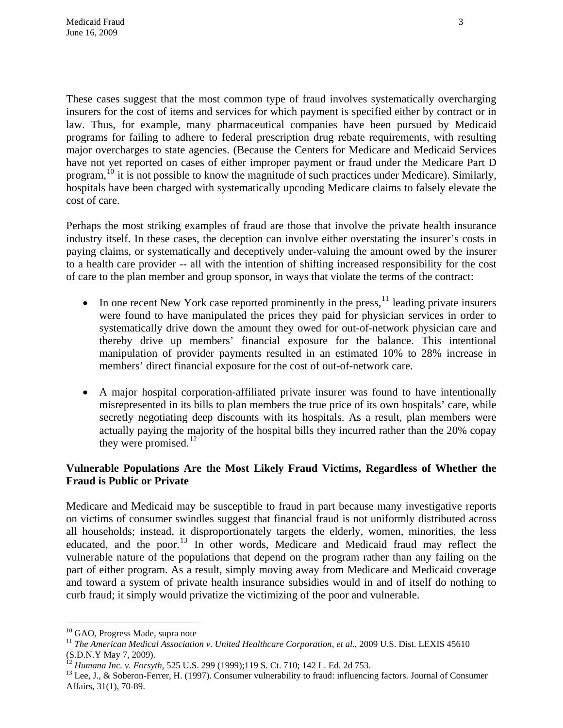These cases suggest that the most common type of fraud involves systematically overcharging insurers for the cost of items and services for which payment is specified either by contract or in law. Thus, for example, many pharmaceutical companies have been pursued by Medicaid programs for failing to adhere to federal prescription drug rebate requirements, with resulting major overcharges to state agencies. (Because the Centers for Medicare and Medicaid Services have not yet reported on cases of either improper payment or fraud under the Medicare Part D program,[10] it is not possible to know the magnitude of such practices under Medicare). Similarly, hospitals have been charged with systematically upcoding Medicare claims to falsely elevate the cost of care.

Perhaps the most striking examples of fraud are those that involve the private health insurance industry itself. In these cases, the deception can involve either overstating the insurer's costs in paying claims, or systematically and deceptively under-valuing the amount owed by the insurer to a health care provider -- all with the intention of shifting increased responsibility for the cost of care to the plan member and group sponsor, in ways that violate the terms of the contract:

- In one recent New York case reported prominently in the press,[11] leading private insurers were found to have manipulated the prices they paid for physician services in order to systematically drive down the amount they owed for out-of-network physician care and thereby drive up members' financial exposure for the balance. This intentional manipulation of provider payments resulted in an estimated 10% to 28% increase in members' direct financial exposure for the cost of out-of-network care.

- A major hospital corporation-affiliated private insurer was found to have intentionally misrepresented in its bills to plan members the true price of its own hospitals' care, while secretly negotiating deep discounts with its hospitals. As a result, plan members were actually paying the majority of the hospital bills they incurred rather than the 20% copay they were promised.[12]

**Vulnerable Populations Are the Most Likely Fraud Victims, Regardless of Whether the Fraud is Public or Private**

Medicare and Medicaid may be susceptible to fraud in part because many investigative reports on victims of consumer swindles suggest that financial fraud is not uniformly distributed across all households; instead, it disproportionately targets the elderly, women, minorities, the less educated, and the poor.[13] In other words, Medicare and Medicaid fraud may reflect the vulnerable nature of the populations that depend on the program rather than any failing on the part of either program. As a result, simply moving away from Medicare and Medicaid coverage and toward a system of private health insurance subsidies would in and of itself do nothing to curb fraud; it simply would privatize the victimizing of the poor and vulnerable.

---

[10] GAO, Progress Made, supra note

[11] *The American Medical Association v. United Healthcare Corporation, et al*., 2009 U.S. Dist. LEXIS 45610 (S.D.N.Y May 7, 2009).

[12] *Humana Inc. v. Forsyth,* 525 U.S. 299 (1999);119 S. Ct. 710; 142 L. Ed. 2d 753.

[13] Lee, J., & Soberon-Ferrer, H. (1997). Consumer vulnerability to fraud: influencing factors. Journal of Consumer Affairs, 31(1), 70-89.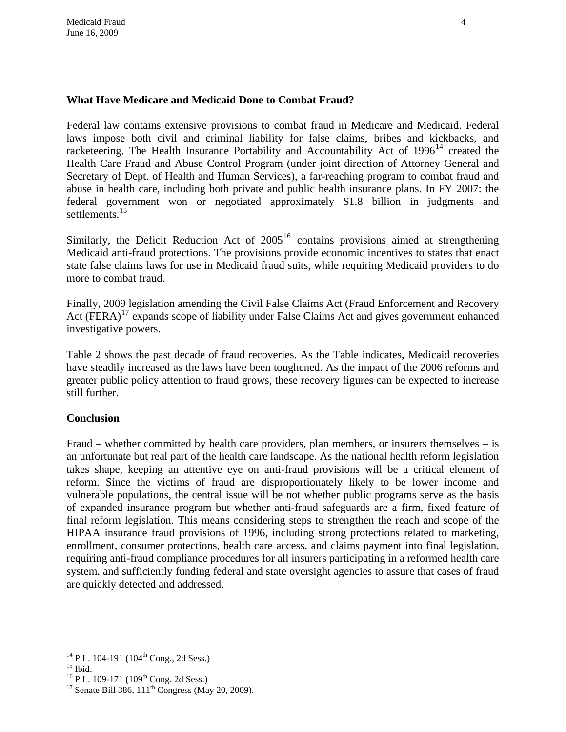**What Have Medicare and Medicaid Done to Combat Fraud?**

Federal law contains extensive provisions to combat fraud in Medicare and Medicaid. Federal laws impose both civil and criminal liability for false claims, bribes and kickbacks, and racketeering. The Health Insurance Portability and Accountability Act of 1996[14] created the Health Care Fraud and Abuse Control Program (under joint direction of Attorney General and Secretary of Dept. of Health and Human Services), a far-reaching program to combat fraud and abuse in health care, including both private and public health insurance plans. In FY 2007: the federal government won or negotiated approximately $1.8 billion in judgments and settlements.[15]

Similarly, the Deficit Reduction Act of 2005[16] contains provisions aimed at strengthening Medicaid anti-fraud protections. The provisions provide economic incentives to states that enact state false claims laws for use in Medicaid fraud suits, while requiring Medicaid providers to do more to combat fraud.

Finally, 2009 legislation amending the Civil False Claims Act (Fraud Enforcement and Recovery Act (FERA)[17] expands scope of liability under False Claims Act and gives government enhanced investigative powers.

Table 2 shows the past decade of fraud recoveries. As the Table indicates, Medicaid recoveries have steadily increased as the laws have been toughened. As the impact of the 2006 reforms and greater public policy attention to fraud grows, these recovery figures can be expected to increase still further.

**Conclusion**

Fraud – whether committed by health care providers, plan members, or insurers themselves – is an unfortunate but real part of the health care landscape. As the national health reform legislation takes shape, keeping an attentive eye on anti-fraud provisions will be a critical element of reform. Since the victims of fraud are disproportionately likely to be lower income and vulnerable populations, the central issue will be not whether public programs serve as the basis of expanded insurance program but whether anti-fraud safeguards are a firm, fixed feature of final reform legislation. This means considering steps to strengthen the reach and scope of the HIPAA insurance fraud provisions of 1996, including strong protections related to marketing, enrollment, consumer protections, health care access, and claims payment into final legislation, requiring anti-fraud compliance procedures for all insurers participating in a reformed health care system, and sufficiently funding federal and state oversight agencies to assure that cases of fraud are quickly detected and addressed.

---

[14] P.L. 104-191 (104th Cong., 2d Sess.)
[15] Ibid.
[16] P.L. 109-171 (109th Cong. 2d Sess.)
[17] Senate Bill 386, 111th Congress (May 20, 2009).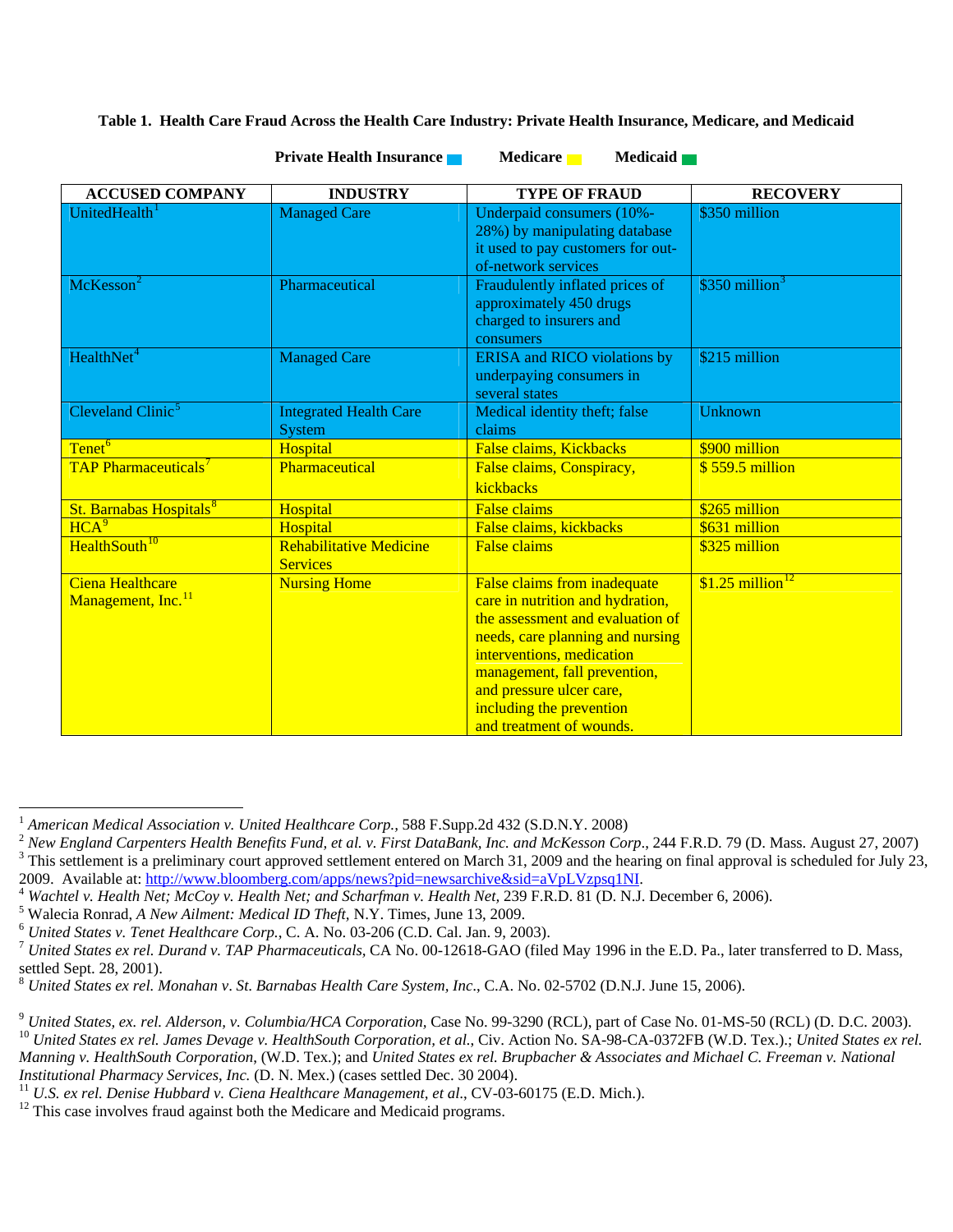**Table 1. Health Care Fraud Across the Health Care Industry: Private Health Insurance, Medicare, and Medicaid**

**Private Health Insurance** **Medicare** **Medicaid**

| ACCUSED COMPANY | INDUSTRY | TYPE OF FRAUD | RECOVERY |
|---|---|---|---|
| UnitedHealth[1] | Managed Care | Underpaid consumers (10%-28%) by manipulating database it used to pay customers for out-of-network services | $350 million |
| McKesson[2] | Pharmaceutical | Fraudulently inflated prices of approximately 450 drugs charged to insurers and consumers | $350 million[3] |
| HealthNet[4] | Managed Care | ERISA and RICO violations by underpaying consumers in several states | $215 million |
| Cleveland Clinic[5] | Integrated Health Care System | Medical identity theft; false claims | Unknown |
| Tenet[6] | Hospital | False claims, Kickbacks | $900 million |
| TAP Pharmaceuticals[7] | Pharmaceutical | False claims, Conspiracy, kickbacks | $ 559.5 million |
| St. Barnabas Hospitals[8] | Hospital | False claims | $265 million |
| HCA[9] | Hospital | False claims, kickbacks | $631 million |
| HealthSouth[10] | Rehabilitative Medicine Services | False claims | $325 million |
| Ciena Healthcare Management, Inc.[11] | Nursing Home | False claims from inadequate care in nutrition and hydration, the assessment and evaluation of needs, care planning and nursing interventions, medication management, fall prevention, and pressure ulcer care, including the prevention and treatment of wounds. | $1.25 million[12] |

---

[1] *American Medical Association v. United Healthcare Corp.*, 588 F.Supp.2d 432 (S.D.N.Y. 2008)

[2] *New England Carpenters Health Benefits Fund, et al. v. First DataBank, Inc. and McKesson Corp*., 244 F.R.D. 79 (D. Mass. August 27, 2007)

[3] This settlement is a preliminary court approved settlement entered on March 31, 2009 and the hearing on final approval is scheduled for July 23, 2009. Available at: http://www.bloomberg.com/apps/news?pid=newsarchive&sid=aVpLVzpsq1NI.

[4] *Wachtel v. Health Net; McCoy v. Health Net; and Scharfman v. Health Net,* 239 F.R.D. 81 (D. N.J. December 6, 2006).

[5] Walecia Ronrad, *A New Ailment: Medical ID Theft,* N.Y. Times, June 13, 2009.

[6] *United States v. Tenet Healthcare Corp.*, C. A. No. 03-206 (C.D. Cal. Jan. 9, 2003).

[7] *United States ex rel. Durand v. TAP Pharmaceuticals,* CA No. 00-12618-GAO (filed May 1996 in the E.D. Pa., later transferred to D. Mass, settled Sept. 28, 2001).

[8] *United States ex rel. Monahan v. St. Barnabas Health Care System, Inc*., C.A. No. 02-5702 (D.N.J. June 15, 2006).

[9] *United States, ex. rel. Alderson, v. Columbia/HCA Corporation,* Case No. 99-3290 (RCL), part of Case No. 01-MS-50 (RCL) (D. D.C. 2003).

[10] *United States ex rel. James Devage v. HealthSouth Corporation, et al*., Civ. Action No. SA-98-CA-0372FB (W.D. Tex.).; *United States ex rel. Manning v. HealthSouth Corporation,* (W.D. Tex.); and *United States ex rel. Brupbacher & Associates and Michael C. Freeman v. National Institutional Pharmacy Services, Inc.* (D. N. Mex.) (cases settled Dec. 30 2004).

[11] *U.S. ex rel. Denise Hubbard v. Ciena Healthcare Management, et al*., CV-03-60175 (E.D. Mich.).

[12] This case involves fraud against both the Medicare and Medicaid programs.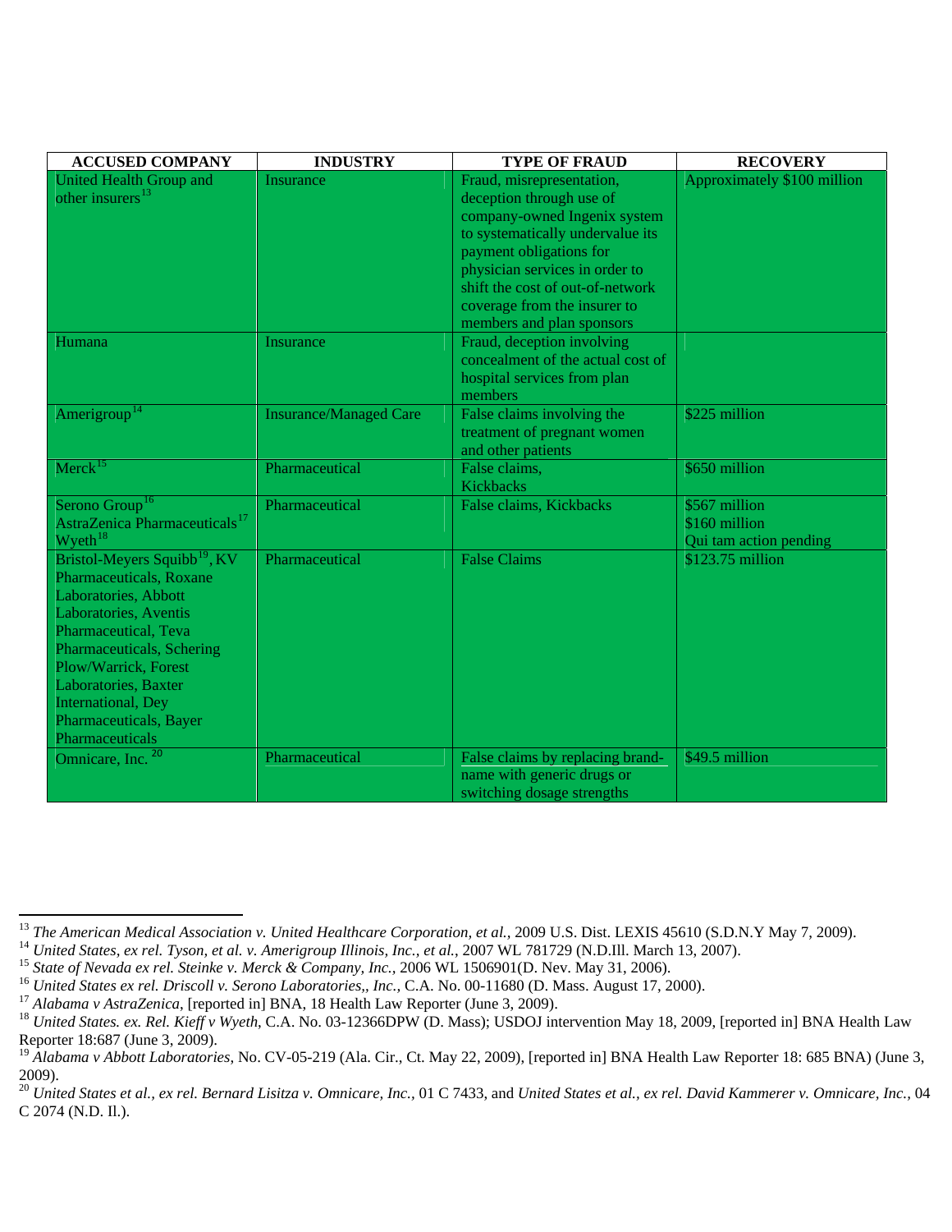| ACCUSED COMPANY | INDUSTRY | TYPE OF FRAUD | RECOVERY |
|---|---|---|---|
| United Health Group and other insurers[13] | Insurance | Fraud, misrepresentation, deception through use of company-owned Ingenix system to systematically undervalue its payment obligations for physician services in order to shift the cost of out-of-network coverage from the insurer to members and plan sponsors | Approximately $100 million |
| Humana | Insurance | Fraud, deception involving concealment of the actual cost of hospital services from plan members | |
| Amerigroup[14] | Insurance/Managed Care | False claims involving the treatment of pregnant women and other patients | $225 million |
| Merck[15] | Pharmaceutical | False claims, Kickbacks | $650 million |
| Serono Group[16]<br>AstraZenica Pharmaceuticals[17]<br>Wyeth[18] | Pharmaceutical | False claims, Kickbacks | $567 million<br>$160 million<br>Qui tam action pending |
| Bristol-Meyers Squibb[19], KV Pharmaceuticals, Roxane Laboratories, Abbott Laboratories, Aventis Pharmaceutical, Teva Pharmaceuticals, Schering Plow/Warrick, Forest Laboratories, Baxter International, Dey Pharmaceuticals, Bayer Pharmaceuticals | Pharmaceutical | False Claims | $123.75 million |
| Omnicare, Inc. [20] | Pharmaceutical | False claims by replacing brand-name with generic drugs or switching dosage strengths | $49.5 million |

---

[13] *The American Medical Association v. United Healthcare Corporation, et al.,* 2009 U.S. Dist. LEXIS 45610 (S.D.N.Y May 7, 2009).

[14] *United States, ex rel. Tyson, et al. v. Amerigroup Illinois, Inc., et al.*, 2007 WL 781729 (N.D.Ill. March 13, 2007).

[15] *State of Nevada ex rel. Steinke v. Merck & Company, Inc.,* 2006 WL 1506901(D. Nev. May 31, 2006).

[16] *United States ex rel. Driscoll v. Serono Laboratories,, Inc.,* C.A. No. 00-11680 (D. Mass. August 17, 2000).

[17] *Alabama v AstraZenica*, [reported in] BNA, 18 Health Law Reporter (June 3, 2009).

[18] *United States. ex. Rel. Kieff v Wyeth*, C.A. No. 03-12366DPW (D. Mass); USDOJ intervention May 18, 2009, [reported in] BNA Health Law Reporter 18:687 (June 3, 2009).

[19] *Alabama v Abbott Laboratories*, No. CV-05-219 (Ala. Cir., Ct. May 22, 2009), [reported in] BNA Health Law Reporter 18: 685 BNA) (June 3, 2009).

[20] *United States et al., ex rel. Bernard Lisitza v. Omnicare, Inc.,* 01 C 7433, and *United States et al., ex rel. David Kammerer v. Omnicare, Inc.,* 04 C 2074 (N.D. Il.).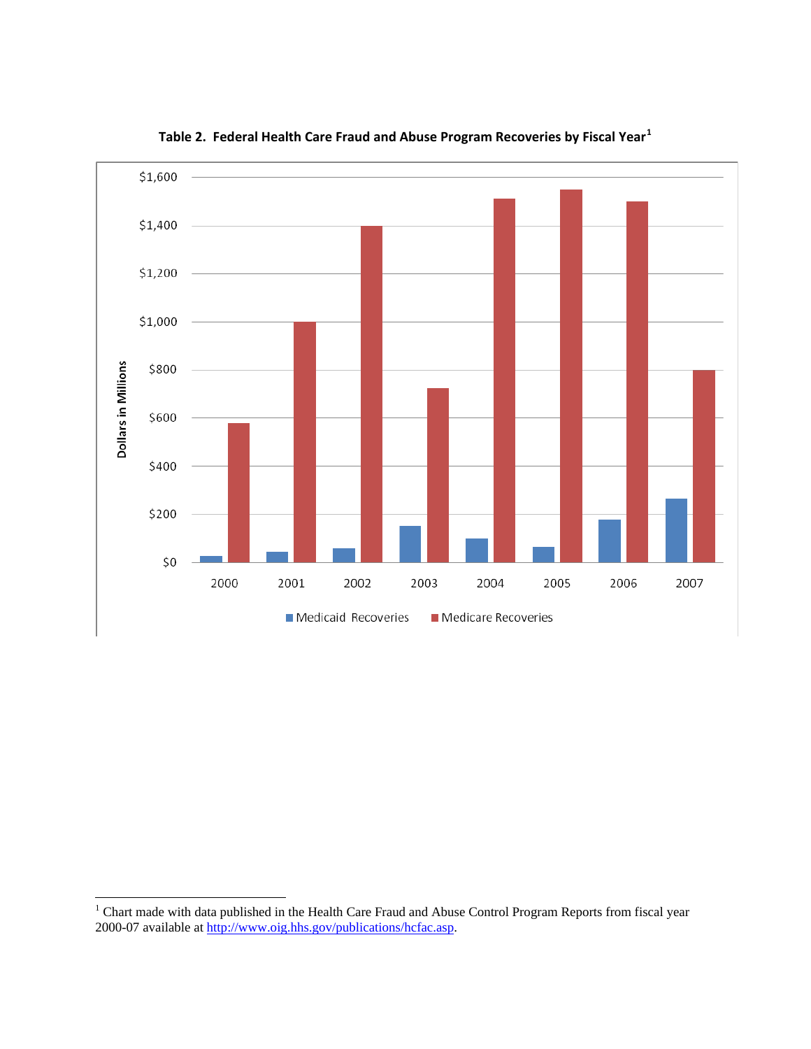**Table 2. Federal Health Care Fraud and Abuse Program Recoveries by Fiscal Year[1]**

$1,600
$1,400
$1,200
$1,000
$800
$600
$400
$200
$0

Dollars in Millions

2000
2001
2002
2003
2004
2005
2006
2007

Medicaid Recoveries
Medicare Recoveries

[1] Chart made with data published in the Health Care Fraud and Abuse Control Program Reports from fiscal year 2000-07 available at http://www.oig.hhs.gov/publications/hcfac.asp.